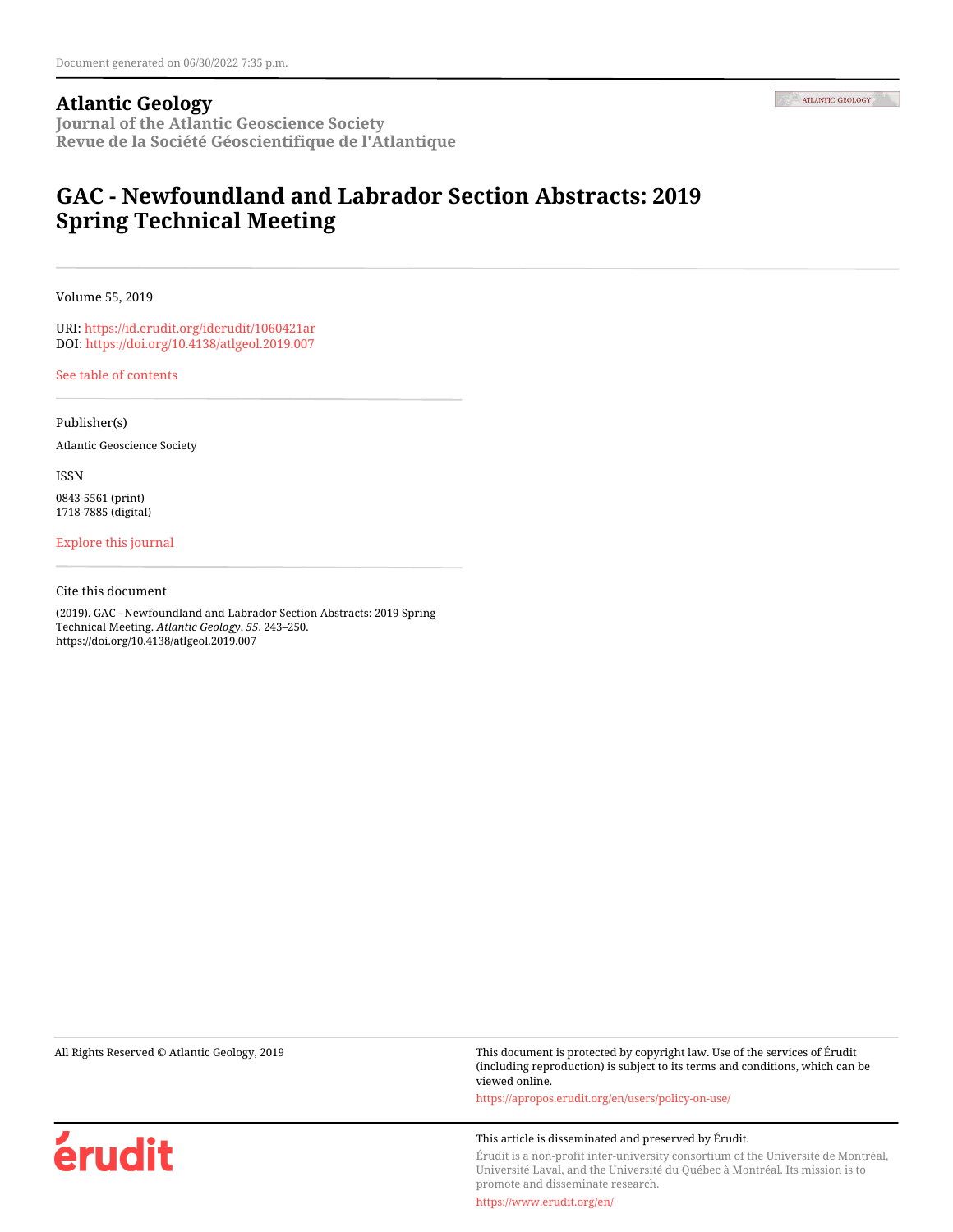Document generated on 06/30/2022 7:35 p.m.

**Atlantic Geology**

**Journal of the Atlantic Geoscience Society**
**Revue de la Société Géoscientifique de l'Atlantique**

# GAC - Newfoundland and Labrador Section Abstracts: 2019 Spring Technical Meeting

Volume 55, 2019

URI: https://id.erudit.org/iderudit/1060421ar
DOI: https://doi.org/10.4138/atlgeol.2019.007

See table of contents

Publisher(s)

Atlantic Geoscience Society

ISSN

0843-5561 (print)
1718-7885 (digital)

Explore this journal

Cite this document

(2019). GAC - Newfoundland and Labrador Section Abstracts: 2019 Spring Technical Meeting. *Atlantic Geology*, *55*, 243–250. https://doi.org/10.4138/atlgeol.2019.007

All Rights Reserved © Atlantic Geology, 2019

This document is protected by copyright law. Use of the services of Érudit (including reproduction) is subject to its terms and conditions, which can be viewed online.

https://apropos.erudit.org/en/users/policy-on-use/

This article is disseminated and preserved by Érudit.

Érudit is a non-profit inter-university consortium of the Université de Montréal, Université Laval, and the Université du Québec à Montréal. Its mission is to promote and disseminate research.

https://www.erudit.org/en/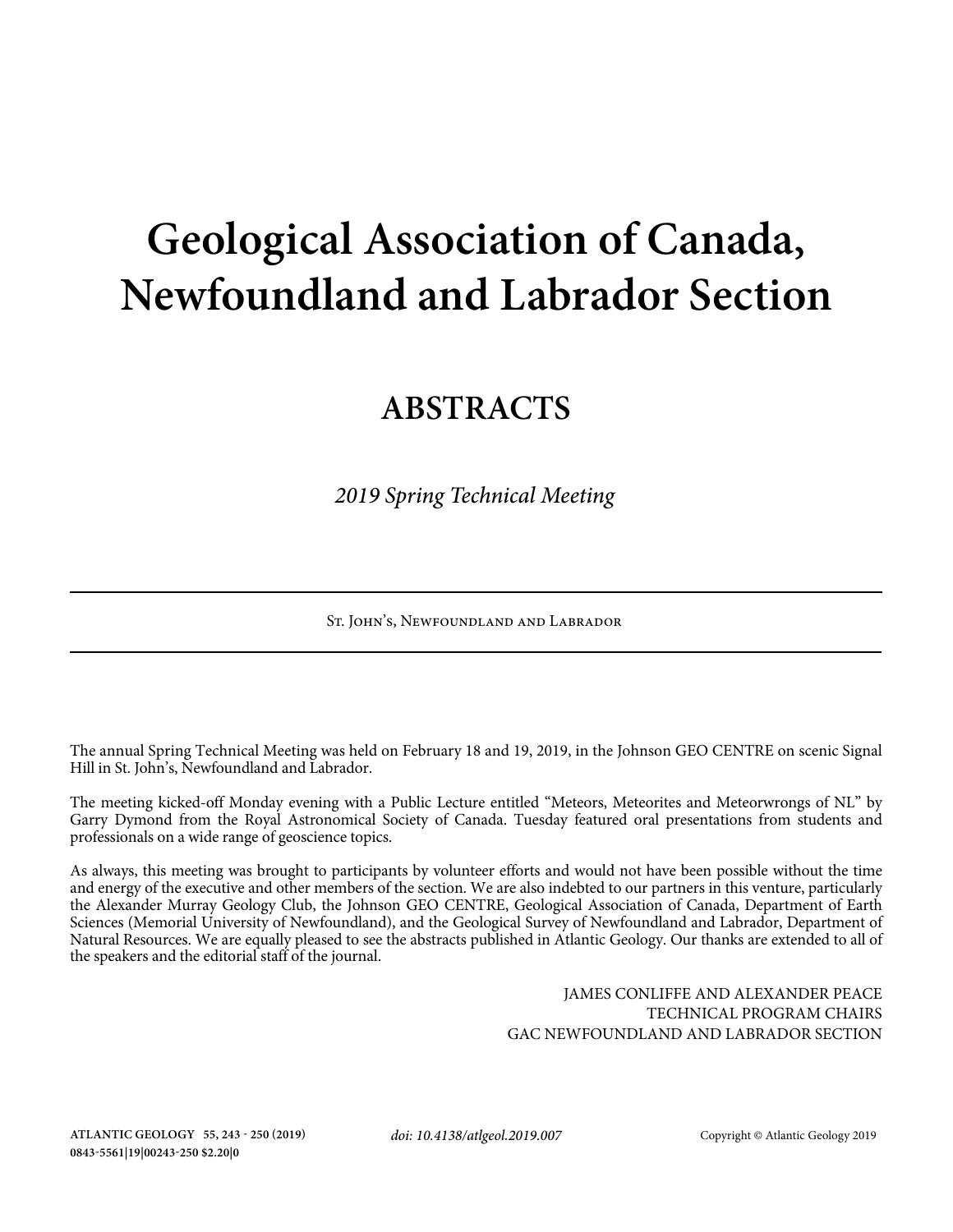# Geological Association of Canada, Newfoundland and Labrador Section

## ABSTRACTS

*2019 Spring Technical Meeting*

St. John's, Newfoundland and Labrador

The annual Spring Technical Meeting was held on February 18 and 19, 2019, in the Johnson GEO CENTRE on scenic Signal Hill in St. John's, Newfoundland and Labrador.

The meeting kicked-off Monday evening with a Public Lecture entitled "Meteors, Meteorites and Meteorwrongs of NL" by Garry Dymond from the Royal Astronomical Society of Canada. Tuesday featured oral presentations from students and professionals on a wide range of geoscience topics.

As always, this meeting was brought to participants by volunteer efforts and would not have been possible without the time and energy of the executive and other members of the section. We are also indebted to our partners in this venture, particularly the Alexander Murray Geology Club, the Johnson GEO CENTRE, Geological Association of Canada, Department of Earth Sciences (Memorial University of Newfoundland), and the Geological Survey of Newfoundland and Labrador, Department of Natural Resources. We are equally pleased to see the abstracts published in Atlantic Geology. Our thanks are extended to all of the speakers and the editorial staff of the journal.

JAMES CONLIFFE AND ALEXANDER PEACE
TECHNICAL PROGRAM CHAIRS
GAC NEWFOUNDLAND AND LABRADOR SECTION

*doi: 10.4138/atlgeol.2019.007*

Copyright © Atlantic Geology 2019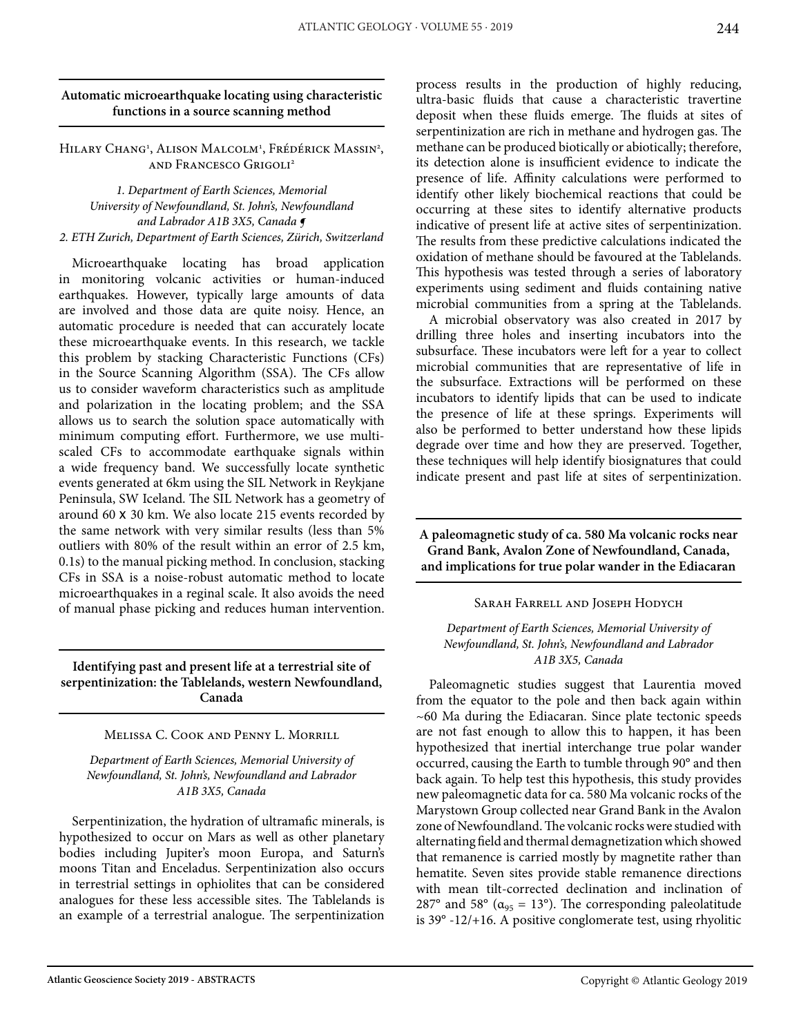### Automatic microearthquake locating using characteristic functions in a source scanning method

Hilary Chang[1], Alison Malcolm[1], Frédérick Massin[2], and Francesco Grigoli[2]

*1. Department of Earth Sciences, Memorial University of Newfoundland, St. John's, Newfoundland and Labrador A1B 3X5, Canada ¶*
*2. ETH Zurich, Department of Earth Sciences, Zürich, Switzerland*

Microearthquake locating has broad application in monitoring volcanic activities or human-induced earthquakes. However, typically large amounts of data are involved and those data are quite noisy. Hence, an automatic procedure is needed that can accurately locate these microearthquake events. In this research, we tackle this problem by stacking Characteristic Functions (CFs) in the Source Scanning Algorithm (SSA). The CFs allow us to consider waveform characteristics such as amplitude and polarization in the locating problem; and the SSA allows us to search the solution space automatically with minimum computing effort. Furthermore, we use multi-scaled CFs to accommodate earthquake signals within a wide frequency band. We successfully locate synthetic events generated at 6km using the SIL Network in Reykjane Peninsula, SW Iceland. The SIL Network has a geometry of around 60 x 30 km. We also locate 215 events recorded by the same network with very similar results (less than 5% outliers with 80% of the result within an error of 2.5 km, 0.1s) to the manual picking method. In conclusion, stacking CFs in SSA is a noise-robust automatic method to locate microearthquakes in a reginal scale. It also avoids the need of manual phase picking and reduces human intervention.

### Identifying past and present life at a terrestrial site of serpentinization: the Tablelands, western Newfoundland, Canada

Melissa C. Cook and Penny L. Morrill

*Department of Earth Sciences, Memorial University of Newfoundland, St. John's, Newfoundland and Labrador A1B 3X5, Canada*

Serpentinization, the hydration of ultramafic minerals, is hypothesized to occur on Mars as well as other planetary bodies including Jupiter's moon Europa, and Saturn's moons Titan and Enceladus. Serpentinization also occurs in terrestrial settings in ophiolites that can be considered analogues for these less accessible sites. The Tablelands is an example of a terrestrial analogue. The serpentinization process results in the production of highly reducing, ultra-basic fluids that cause a characteristic travertine deposit when these fluids emerge. The fluids at sites of serpentinization are rich in methane and hydrogen gas. The methane can be produced biotically or abiotically; therefore, its detection alone is insufficient evidence to indicate the presence of life. Affinity calculations were performed to identify other likely biochemical reactions that could be occurring at these sites to identify alternative products indicative of present life at active sites of serpentinization. The results from these predictive calculations indicated the oxidation of methane should be favoured at the Tablelands. This hypothesis was tested through a series of laboratory experiments using sediment and fluids containing native microbial communities from a spring at the Tablelands.

A microbial observatory was also created in 2017 by drilling three holes and inserting incubators into the subsurface. These incubators were left for a year to collect microbial communities that are representative of life in the subsurface. Extractions will be performed on these incubators to identify lipids that can be used to indicate the presence of life at these springs. Experiments will also be performed to better understand how these lipids degrade over time and how they are preserved. Together, these techniques will help identify biosignatures that could indicate present and past life at sites of serpentinization.

### A paleomagnetic study of ca. 580 Ma volcanic rocks near Grand Bank, Avalon Zone of Newfoundland, Canada, and implications for true polar wander in the Ediacaran

Sarah Farrell and Joseph Hodych

*Department of Earth Sciences, Memorial University of Newfoundland, St. John's, Newfoundland and Labrador A1B 3X5, Canada*

Paleomagnetic studies suggest that Laurentia moved from the equator to the pole and then back again within ~60 Ma during the Ediacaran. Since plate tectonic speeds are not fast enough to allow this to happen, it has been hypothesized that inertial interchange true polar wander occurred, causing the Earth to tumble through 90° and then back again. To help test this hypothesis, this study provides new paleomagnetic data for ca. 580 Ma volcanic rocks of the Marystown Group collected near Grand Bank in the Avalon zone of Newfoundland. The volcanic rocks were studied with alternating field and thermal demagnetization which showed that remanence is carried mostly by magnetite rather than hematite. Seven sites provide stable remanence directions with mean tilt-corrected declination and inclination of 287° and 58° ($\alpha_{95}$ = 13°). The corresponding paleolatitude is 39° -12/+16. A positive conglomerate test, using rhyolitic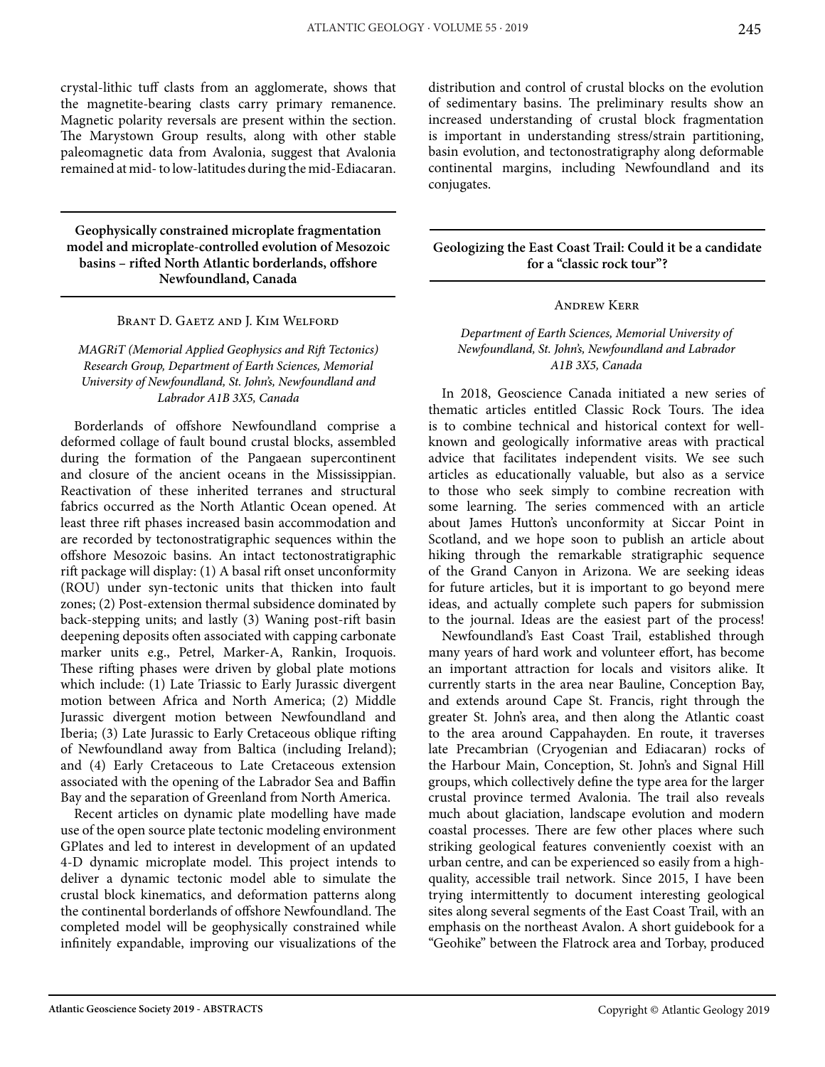crystal-lithic tuff clasts from an agglomerate, shows that the magnetite-bearing clasts carry primary remanence. Magnetic polarity reversals are present within the section. The Marystown Group results, along with other stable paleomagnetic data from Avalonia, suggest that Avalonia remained at mid- to low-latitudes during the mid-Ediacaran.

## Geophysically constrained microplate fragmentation model and microplate-controlled evolution of Mesozoic basins – rifted North Atlantic borderlands, offshore Newfoundland, Canada

Brant D. Gaetz and J. Kim Welford

*MAGRiT (Memorial Applied Geophysics and Rift Tectonics) Research Group, Department of Earth Sciences, Memorial University of Newfoundland, St. John's, Newfoundland and Labrador A1B 3X5, Canada*

Borderlands of offshore Newfoundland comprise a deformed collage of fault bound crustal blocks, assembled during the formation of the Pangaean supercontinent and closure of the ancient oceans in the Mississippian. Reactivation of these inherited terranes and structural fabrics occurred as the North Atlantic Ocean opened. At least three rift phases increased basin accommodation and are recorded by tectonostratigraphic sequences within the offshore Mesozoic basins. An intact tectonostratigraphic rift package will display: (1) A basal rift onset unconformity (ROU) under syn-tectonic units that thicken into fault zones; (2) Post-extension thermal subsidence dominated by back-stepping units; and lastly (3) Waning post-rift basin deepening deposits often associated with capping carbonate marker units e.g., Petrel, Marker-A, Rankin, Iroquois. These rifting phases were driven by global plate motions which include: (1) Late Triassic to Early Jurassic divergent motion between Africa and North America; (2) Middle Jurassic divergent motion between Newfoundland and Iberia; (3) Late Jurassic to Early Cretaceous oblique rifting of Newfoundland away from Baltica (including Ireland); and (4) Early Cretaceous to Late Cretaceous extension associated with the opening of the Labrador Sea and Baffin Bay and the separation of Greenland from North America.

Recent articles on dynamic plate modelling have made use of the open source plate tectonic modeling environment GPlates and led to interest in development of an updated 4-D dynamic microplate model. This project intends to deliver a dynamic tectonic model able to simulate the crustal block kinematics, and deformation patterns along the continental borderlands of offshore Newfoundland. The completed model will be geophysically constrained while infinitely expandable, improving our visualizations of the distribution and control of crustal blocks on the evolution of sedimentary basins. The preliminary results show an increased understanding of crustal block fragmentation is important in understanding stress/strain partitioning, basin evolution, and tectonostratigraphy along deformable continental margins, including Newfoundland and its conjugates.

## Geologizing the East Coast Trail: Could it be a candidate for a "classic rock tour"?

Andrew Kerr

*Department of Earth Sciences, Memorial University of Newfoundland, St. John's, Newfoundland and Labrador A1B 3X5, Canada*

In 2018, Geoscience Canada initiated a new series of thematic articles entitled Classic Rock Tours. The idea is to combine technical and historical context for well-known and geologically informative areas with practical advice that facilitates independent visits. We see such articles as educationally valuable, but also as a service to those who seek simply to combine recreation with some learning. The series commenced with an article about James Hutton's unconformity at Siccar Point in Scotland, and we hope soon to publish an article about hiking through the remarkable stratigraphic sequence of the Grand Canyon in Arizona. We are seeking ideas for future articles, but it is important to go beyond mere ideas, and actually complete such papers for submission to the journal. Ideas are the easiest part of the process!

Newfoundland's East Coast Trail, established through many years of hard work and volunteer effort, has become an important attraction for locals and visitors alike. It currently starts in the area near Bauline, Conception Bay, and extends around Cape St. Francis, right through the greater St. John's area, and then along the Atlantic coast to the area around Cappahayden. En route, it traverses late Precambrian (Cryogenian and Ediacaran) rocks of the Harbour Main, Conception, St. John's and Signal Hill groups, which collectively define the type area for the larger crustal province termed Avalonia. The trail also reveals much about glaciation, landscape evolution and modern coastal processes. There are few other places where such striking geological features conveniently coexist with an urban centre, and can be experienced so easily from a high-quality, accessible trail network. Since 2015, I have been trying intermittently to document interesting geological sites along several segments of the East Coast Trail, with an emphasis on the northeast Avalon. A short guidebook for a "Geohike" between the Flatrock area and Torbay, produced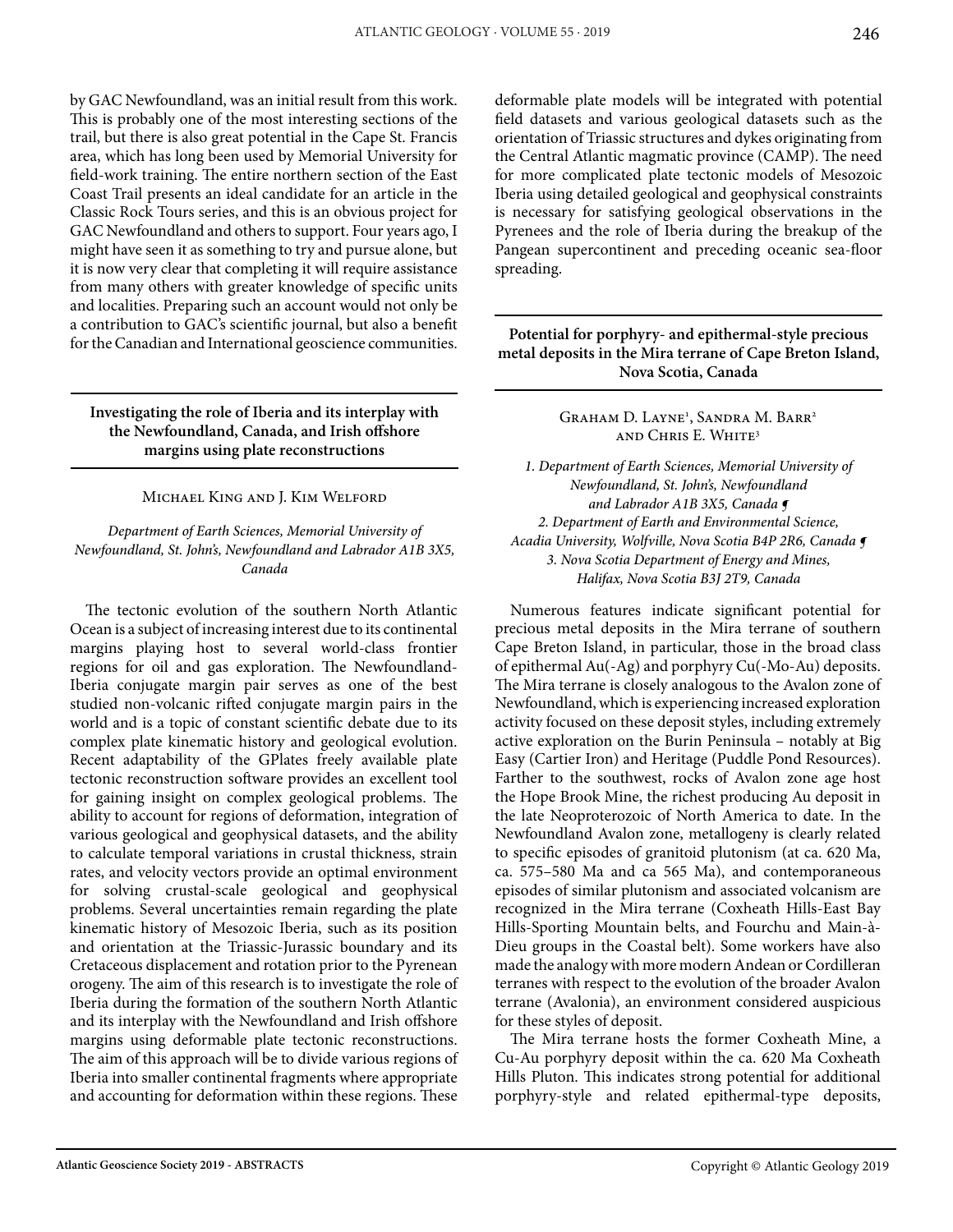by GAC Newfoundland, was an initial result from this work. This is probably one of the most interesting sections of the trail, but there is also great potential in the Cape St. Francis area, which has long been used by Memorial University for field-work training. The entire northern section of the East Coast Trail presents an ideal candidate for an article in the Classic Rock Tours series, and this is an obvious project for GAC Newfoundland and others to support. Four years ago, I might have seen it as something to try and pursue alone, but it is now very clear that completing it will require assistance from many others with greater knowledge of specific units and localities. Preparing such an account would not only be a contribution to GAC's scientific journal, but also a benefit for the Canadian and International geoscience communities.

## Investigating the role of Iberia and its interplay with the Newfoundland, Canada, and Irish offshore margins using plate reconstructions

Michael King and J. Kim Welford

*Department of Earth Sciences, Memorial University of Newfoundland, St. John's, Newfoundland and Labrador A1B 3X5, Canada*

The tectonic evolution of the southern North Atlantic Ocean is a subject of increasing interest due to its continental margins playing host to several world-class frontier regions for oil and gas exploration. The Newfoundland-Iberia conjugate margin pair serves as one of the best studied non-volcanic rifted conjugate margin pairs in the world and is a topic of constant scientific debate due to its complex plate kinematic history and geological evolution. Recent adaptability of the GPlates freely available plate tectonic reconstruction software provides an excellent tool for gaining insight on complex geological problems. The ability to account for regions of deformation, integration of various geological and geophysical datasets, and the ability to calculate temporal variations in crustal thickness, strain rates, and velocity vectors provide an optimal environment for solving crustal-scale geological and geophysical problems. Several uncertainties remain regarding the plate kinematic history of Mesozoic Iberia, such as its position and orientation at the Triassic-Jurassic boundary and its Cretaceous displacement and rotation prior to the Pyrenean orogeny. The aim of this research is to investigate the role of Iberia during the formation of the southern North Atlantic and its interplay with the Newfoundland and Irish offshore margins using deformable plate tectonic reconstructions. The aim of this approach will be to divide various regions of Iberia into smaller continental fragments where appropriate and accounting for deformation within these regions. These deformable plate models will be integrated with potential field datasets and various geological datasets such as the orientation of Triassic structures and dykes originating from the Central Atlantic magmatic province (CAMP). The need for more complicated plate tectonic models of Mesozoic Iberia using detailed geological and geophysical constraints is necessary for satisfying geological observations in the Pyrenees and the role of Iberia during the breakup of the Pangean supercontinent and preceding oceanic sea-floor spreading.

## Potential for porphyry- and epithermal-style precious metal deposits in the Mira terrane of Cape Breton Island, Nova Scotia, Canada

Graham D. Layne[1], Sandra M. Barr[2] and Chris E. White[3]

*1. Department of Earth Sciences, Memorial University of Newfoundland, St. John's, Newfoundland and Labrador A1B 3X5, Canada ¶*
*2. Department of Earth and Environmental Science, Acadia University, Wolfville, Nova Scotia B4P 2R6, Canada ¶*
*3. Nova Scotia Department of Energy and Mines, Halifax, Nova Scotia B3J 2T9, Canada*

Numerous features indicate significant potential for precious metal deposits in the Mira terrane of southern Cape Breton Island, in particular, those in the broad class of epithermal Au(-Ag) and porphyry Cu(-Mo-Au) deposits. The Mira terrane is closely analogous to the Avalon zone of Newfoundland, which is experiencing increased exploration activity focused on these deposit styles, including extremely active exploration on the Burin Peninsula – notably at Big Easy (Cartier Iron) and Heritage (Puddle Pond Resources). Farther to the southwest, rocks of Avalon zone age host the Hope Brook Mine, the richest producing Au deposit in the late Neoproterozoic of North America to date. In the Newfoundland Avalon zone, metallogeny is clearly related to specific episodes of granitoid plutonism (at ca. 620 Ma, ca. 575–580 Ma and ca 565 Ma), and contemporaneous episodes of similar plutonism and associated volcanism are recognized in the Mira terrane (Coxheath Hills-East Bay Hills-Sporting Mountain belts, and Fourchu and Main-à-Dieu groups in the Coastal belt). Some workers have also made the analogy with more modern Andean or Cordilleran terranes with respect to the evolution of the broader Avalon terrane (Avalonia), an environment considered auspicious for these styles of deposit.

The Mira terrane hosts the former Coxheath Mine, a Cu-Au porphyry deposit within the ca. 620 Ma Coxheath Hills Pluton. This indicates strong potential for additional porphyry-style and related epithermal-type deposits,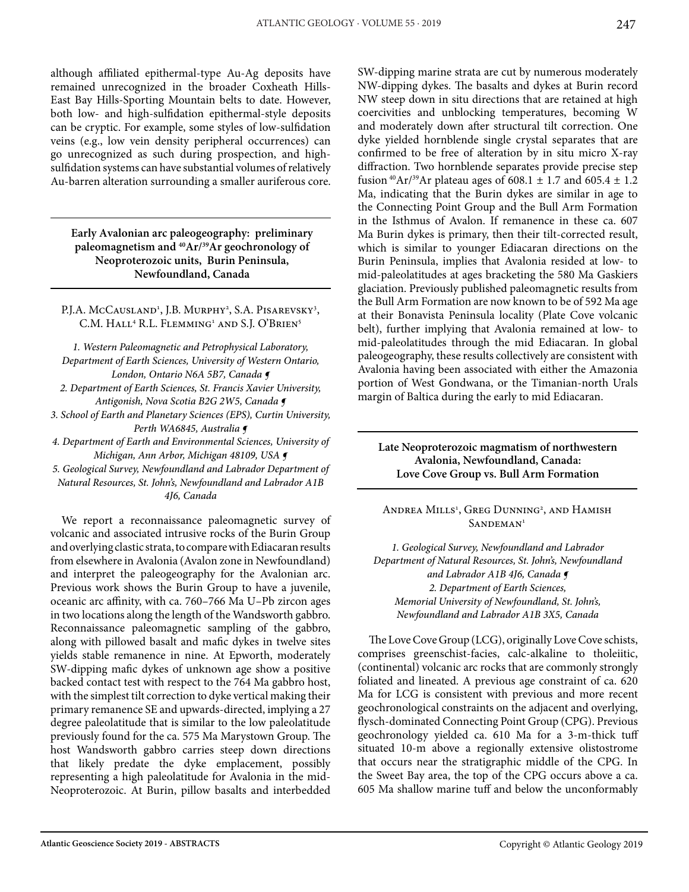although affiliated epithermal-type Au-Ag deposits have remained unrecognized in the broader Coxheath Hills-East Bay Hills-Sporting Mountain belts to date. However, both low- and high-sulfidation epithermal-style deposits can be cryptic. For example, some styles of low-sulfidation veins (e.g., low vein density peripheral occurrences) can go unrecognized as such during prospection, and high-sulfidation systems can have substantial volumes of relatively Au-barren alteration surrounding a smaller auriferous core.

---

### Early Avalonian arc paleogeography: preliminary paleomagnetism and $^{40}Ar/^{39}Ar$ geochronology of Neoproterozoic units, Burin Peninsula, Newfoundland, Canada

P.J.A. McCausland[1], J.B. Murphy[2], S.A. Pisarevsky[3], C.M. Hall[4] R.L. Flemming[1] and S.J. O'Brien[5]

*1. Western Paleomagnetic and Petrophysical Laboratory, Department of Earth Sciences, University of Western Ontario, London, Ontario N6A 5B7, Canada ¶*
*2. Department of Earth Sciences, St. Francis Xavier University, Antigonish, Nova Scotia B2G 2W5, Canada ¶*
*3. School of Earth and Planetary Sciences (EPS), Curtin University, Perth WA6845, Australia ¶*
*4. Department of Earth and Environmental Sciences, University of Michigan, Ann Arbor, Michigan 48109, USA ¶*
*5. Geological Survey, Newfoundland and Labrador Department of Natural Resources, St. John's, Newfoundland and Labrador A1B 4J6, Canada*

We report a reconnaissance paleomagnetic survey of volcanic and associated intrusive rocks of the Burin Group and overlying clastic strata, to compare with Ediacaran results from elsewhere in Avalonia (Avalon zone in Newfoundland) and interpret the paleogeography for the Avalonian arc. Previous work shows the Burin Group to have a juvenile, oceanic arc affinity, with ca. 760–766 Ma U–Pb zircon ages in two locations along the length of the Wandsworth gabbro. Reconnaissance paleomagnetic sampling of the gabbro, along with pillowed basalt and mafic dykes in twelve sites yields stable remanence in nine. At Epworth, moderately SW-dipping mafic dykes of unknown age show a positive backed contact test with respect to the 764 Ma gabbro host, with the simplest tilt correction to dyke vertical making their primary remanence SE and upwards-directed, implying a 27 degree paleolatitude that is similar to the low paleolatitude previously found for the ca. 575 Ma Marystown Group. The host Wandsworth gabbro carries steep down directions that likely predate the dyke emplacement, possibly representing a high paleolatitude for Avalonia in the mid-Neoproterozoic. At Burin, pillow basalts and interbedded SW-dipping marine strata are cut by numerous moderately NW-dipping dykes. The basalts and dykes at Burin record NW steep down in situ directions that are retained at high coercivities and unblocking temperatures, becoming W and moderately down after structural tilt correction. One dyke yielded hornblende single crystal separates that are confirmed to be free of alteration by in situ micro X-ray diffraction. Two hornblende separates provide precise step fusion $^{40}Ar/^{39}Ar$ plateau ages of 608.1 ± 1.7 and 605.4 ± 1.2 Ma, indicating that the Burin dykes are similar in age to the Connecting Point Group and the Bull Arm Formation in the Isthmus of Avalon. If remanence in these ca. 607 Ma Burin dykes is primary, then their tilt-corrected result, which is similar to younger Ediacaran directions on the Burin Peninsula, implies that Avalonia resided at low- to mid-paleolatitudes at ages bracketing the 580 Ma Gaskiers glaciation. Previously published paleomagnetic results from the Bull Arm Formation are now known to be of 592 Ma age at their Bonavista Peninsula locality (Plate Cove volcanic belt), further implying that Avalonia remained at low- to mid-paleolatitudes through the mid Ediacaran. In global paleogeography, these results collectively are consistent with Avalonia having been associated with either the Amazonia portion of West Gondwana, or the Timanian-north Urals margin of Baltica during the early to mid Ediacaran.

---

### Late Neoproterozoic magmatism of northwestern Avalonia, Newfoundland, Canada: Love Cove Group vs. Bull Arm Formation

Andrea Mills[1], Greg Dunning[2], and Hamish Sandeman[1]

*1. Geological Survey, Newfoundland and Labrador Department of Natural Resources, St. John's, Newfoundland and Labrador A1B 4J6, Canada ¶*
*2. Department of Earth Sciences, Memorial University of Newfoundland, St. John's, Newfoundland and Labrador A1B 3X5, Canada*

The Love Cove Group (LCG), originally Love Cove schists, comprises greenschist-facies, calc-alkaline to tholeiitic, (continental) volcanic arc rocks that are commonly strongly foliated and lineated. A previous age constraint of ca. 620 Ma for LCG is consistent with previous and more recent geochronological constraints on the adjacent and overlying, flysch-dominated Connecting Point Group (CPG). Previous geochronology yielded ca. 610 Ma for a 3-m-thick tuff situated 10-m above a regionally extensive olistostrome that occurs near the stratigraphic middle of the CPG. In the Sweet Bay area, the top of the CPG occurs above a ca. 605 Ma shallow marine tuff and below the unconformably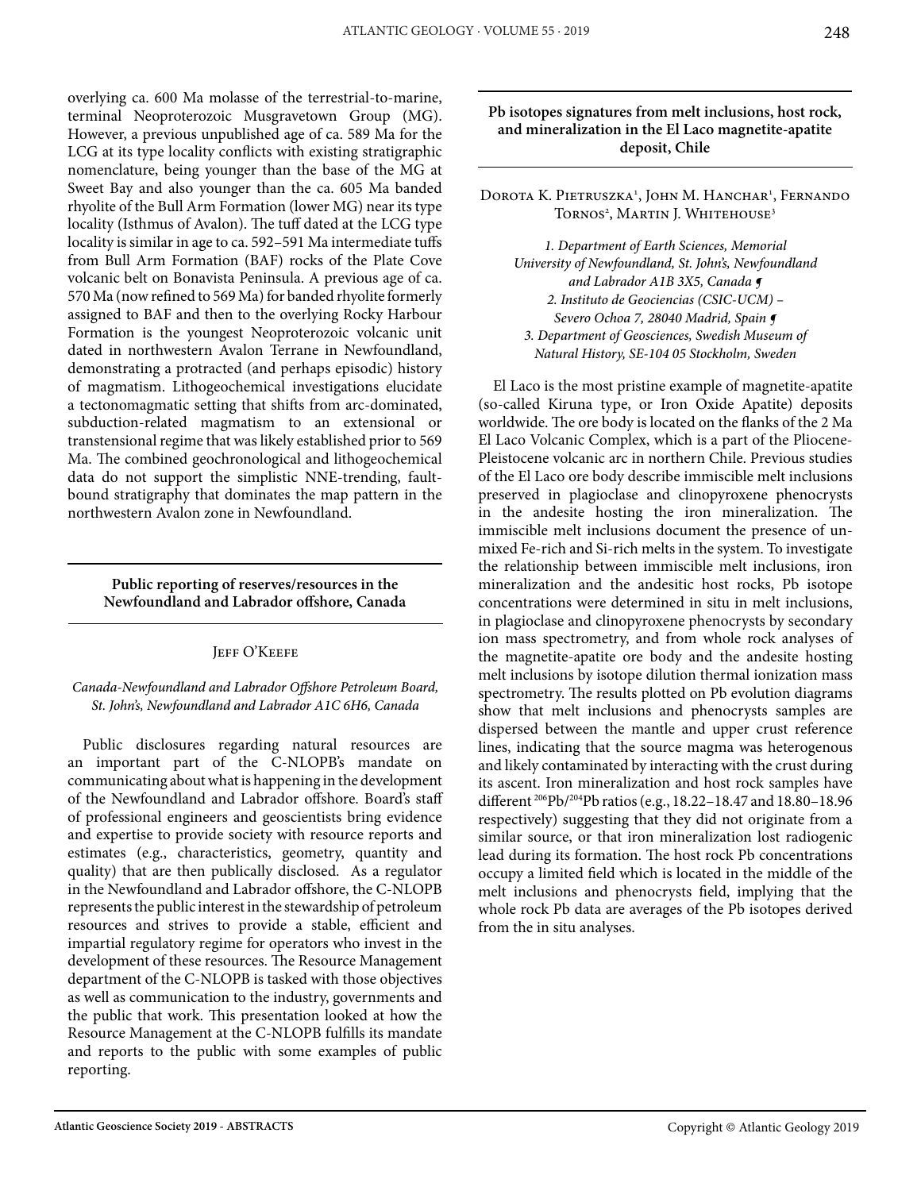overlying ca. 600 Ma molasse of the terrestrial-to-marine, terminal Neoproterozoic Musgravetown Group (MG). However, a previous unpublished age of ca. 589 Ma for the LCG at its type locality conflicts with existing stratigraphic nomenclature, being younger than the base of the MG at Sweet Bay and also younger than the ca. 605 Ma banded rhyolite of the Bull Arm Formation (lower MG) near its type locality (Isthmus of Avalon). The tuff dated at the LCG type locality is similar in age to ca. 592–591 Ma intermediate tuffs from Bull Arm Formation (BAF) rocks of the Plate Cove volcanic belt on Bonavista Peninsula. A previous age of ca. 570 Ma (now refined to 569 Ma) for banded rhyolite formerly assigned to BAF and then to the overlying Rocky Harbour Formation is the youngest Neoproterozoic volcanic unit dated in northwestern Avalon Terrane in Newfoundland, demonstrating a protracted (and perhaps episodic) history of magmatism. Lithogeochemical investigations elucidate a tectonomagmatic setting that shifts from arc-dominated, subduction-related magmatism to an extensional or transtensional regime that was likely established prior to 569 Ma. The combined geochronological and lithogeochemical data do not support the simplistic NNE-trending, fault-bound stratigraphy that dominates the map pattern in the northwestern Avalon zone in Newfoundland.

## Public reporting of reserves/resources in the Newfoundland and Labrador offshore, Canada

Jeff O'Keefe

*Canada-Newfoundland and Labrador Offshore Petroleum Board, St. John's, Newfoundland and Labrador A1C 6H6, Canada*

Public disclosures regarding natural resources are an important part of the C-NLOPB's mandate on communicating about what is happening in the development of the Newfoundland and Labrador offshore. Board's staff of professional engineers and geoscientists bring evidence and expertise to provide society with resource reports and estimates (e.g., characteristics, geometry, quantity and quality) that are then publically disclosed. As a regulator in the Newfoundland and Labrador offshore, the C-NLOPB represents the public interest in the stewardship of petroleum resources and strives to provide a stable, efficient and impartial regulatory regime for operators who invest in the development of these resources. The Resource Management department of the C-NLOPB is tasked with those objectives as well as communication to the industry, governments and the public that work. This presentation looked at how the Resource Management at the C-NLOPB fulfills its mandate and reports to the public with some examples of public reporting.

## Pb isotopes signatures from melt inclusions, host rock, and mineralization in the El Laco magnetite-apatite deposit, Chile

Dorota K. Pietruszka[1], John M. Hanchar[1], Fernando Tornos[2], Martin J. Whitehouse[3]

*1. Department of Earth Sciences, Memorial University of Newfoundland, St. John's, Newfoundland and Labrador A1B 3X5, Canada ¶*
*2. Instituto de Geociencias (CSIC-UCM) – Severo Ochoa 7, 28040 Madrid, Spain ¶*
*3. Department of Geosciences, Swedish Museum of Natural History, SE-104 05 Stockholm, Sweden*

El Laco is the most pristine example of magnetite-apatite (so-called Kiruna type, or Iron Oxide Apatite) deposits worldwide. The ore body is located on the flanks of the 2 Ma El Laco Volcanic Complex, which is a part of the Pliocene-Pleistocene volcanic arc in northern Chile. Previous studies of the El Laco ore body describe immiscible melt inclusions preserved in plagioclase and clinopyroxene phenocrysts in the andesite hosting the iron mineralization. The immiscible melt inclusions document the presence of unmixed Fe-rich and Si-rich melts in the system. To investigate the relationship between immiscible melt inclusions, iron mineralization and the andesitic host rocks, Pb isotope concentrations were determined in situ in melt inclusions, in plagioclase and clinopyroxene phenocrysts by secondary ion mass spectrometry, and from whole rock analyses of the magnetite-apatite ore body and the andesite hosting melt inclusions by isotope dilution thermal ionization mass spectrometry. The results plotted on Pb evolution diagrams show that melt inclusions and phenocrysts samples are dispersed between the mantle and upper crust reference lines, indicating that the source magma was heterogenous and likely contaminated by interacting with the crust during its ascent. Iron mineralization and host rock samples have different $^{206}Pb/^{204}Pb$ ratios (e.g., 18.22–18.47 and 18.80–18.96 respectively) suggesting that they did not originate from a similar source, or that iron mineralization lost radiogenic lead during its formation. The host rock Pb concentrations occupy a limited field which is located in the middle of the melt inclusions and phenocrysts field, implying that the whole rock Pb data are averages of the Pb isotopes derived from the in situ analyses.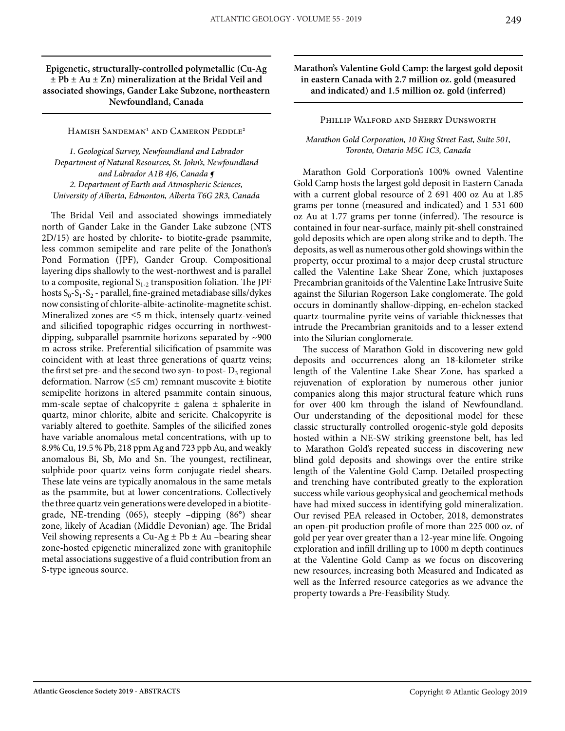## Epigenetic, structurally-controlled polymetallic (Cu-Ag ± Pb ± Au ± Zn) mineralization at the Bridal Veil and associated showings, Gander Lake Subzone, northeastern Newfoundland, Canada

Hamish Sandeman[1] and Cameron Peddle[2]

*1. Geological Survey, Newfoundland and Labrador Department of Natural Resources, St. John's, Newfoundland and Labrador A1B 4J6, Canada ¶*
*2. Department of Earth and Atmospheric Sciences, University of Alberta, Edmonton, Alberta T6G 2R3, Canada*

The Bridal Veil and associated showings immediately north of Gander Lake in the Gander Lake subzone (NTS 2D/15) are hosted by chlorite- to biotite-grade psammite, less common semipelite and rare pelite of the Jonathon's Pond Formation (JPF), Gander Group. Compositional layering dips shallowly to the west-northwest and is parallel to a composite, regional $S_{1-2}$ transposition foliation. The JPF hosts $S_0$-$S_1$-$S_2$ - parallel, fine-grained metadiabase sills/dykes now consisting of chlorite-albite-actinolite-magnetite schist. Mineralized zones are ≤5 m thick, intensely quartz-veined and silicified topographic ridges occurring in northwest-dipping, subparallel psammite horizons separated by ~900 m across strike. Preferential silicification of psammite was coincident with at least three generations of quartz veins; the first set pre- and the second two syn- to post- $D_3$ regional deformation. Narrow (≤5 cm) remnant muscovite ± biotite semipelite horizons in altered psammite contain sinuous, mm-scale septae of chalcopyrite ± galena ± sphalerite in quartz, minor chlorite, albite and sericite. Chalcopyrite is variably altered to goethite. Samples of the silicified zones have variable anomalous metal concentrations, with up to 8.9% Cu, 19.5 % Pb, 218 ppm Ag and 723 ppb Au, and weakly anomalous Bi, Sb, Mo and Sn. The youngest, rectilinear, sulphide-poor quartz veins form conjugate riedel shears. These late veins are typically anomalous in the same metals as the psammite, but at lower concentrations. Collectively the three quartz vein generations were developed in a biotite-grade, NE-trending (065), steeply –dipping (86°) shear zone, likely of Acadian (Middle Devonian) age. The Bridal Veil showing represents a Cu-Ag ± Pb ± Au –bearing shear zone-hosted epigenetic mineralized zone with granitophile metal associations suggestive of a fluid contribution from an S-type igneous source.

## Marathon's Valentine Gold Camp: the largest gold deposit in eastern Canada with 2.7 million oz. gold (measured and indicated) and 1.5 million oz. gold (inferred)

Phillip Walford and Sherry Dunsworth

*Marathon Gold Corporation, 10 King Street East, Suite 501, Toronto, Ontario M5C 1C3, Canada*

Marathon Gold Corporation's 100% owned Valentine Gold Camp hosts the largest gold deposit in Eastern Canada with a current global resource of 2 691 400 oz Au at 1.85 grams per tonne (measured and indicated) and 1 531 600 oz Au at 1.77 grams per tonne (inferred). The resource is contained in four near-surface, mainly pit-shell constrained gold deposits which are open along strike and to depth. The deposits, as well as numerous other gold showings within the property, occur proximal to a major deep crustal structure called the Valentine Lake Shear Zone, which juxtaposes Precambrian granitoids of the Valentine Lake Intrusive Suite against the Silurian Rogerson Lake conglomerate. The gold occurs in dominantly shallow-dipping, en-echelon stacked quartz-tourmaline-pyrite veins of variable thicknesses that intrude the Precambrian granitoids and to a lesser extend into the Silurian conglomerate.

The success of Marathon Gold in discovering new gold deposits and occurrences along an 18-kilometer strike length of the Valentine Lake Shear Zone, has sparked a rejuvenation of exploration by numerous other junior companies along this major structural feature which runs for over 400 km through the island of Newfoundland. Our understanding of the depositional model for these classic structurally controlled orogenic-style gold deposits hosted within a NE-SW striking greenstone belt, has led to Marathon Gold's repeated success in discovering new blind gold deposits and showings over the entire strike length of the Valentine Gold Camp. Detailed prospecting and trenching have contributed greatly to the exploration success while various geophysical and geochemical methods have had mixed success in identifying gold mineralization. Our revised PEA released in October, 2018, demonstrates an open-pit production profile of more than 225 000 oz. of gold per year over greater than a 12-year mine life. Ongoing exploration and infill drilling up to 1000 m depth continues at the Valentine Gold Camp as we focus on discovering new resources, increasing both Measured and Indicated as well as the Inferred resource categories as we advance the property towards a Pre-Feasibility Study.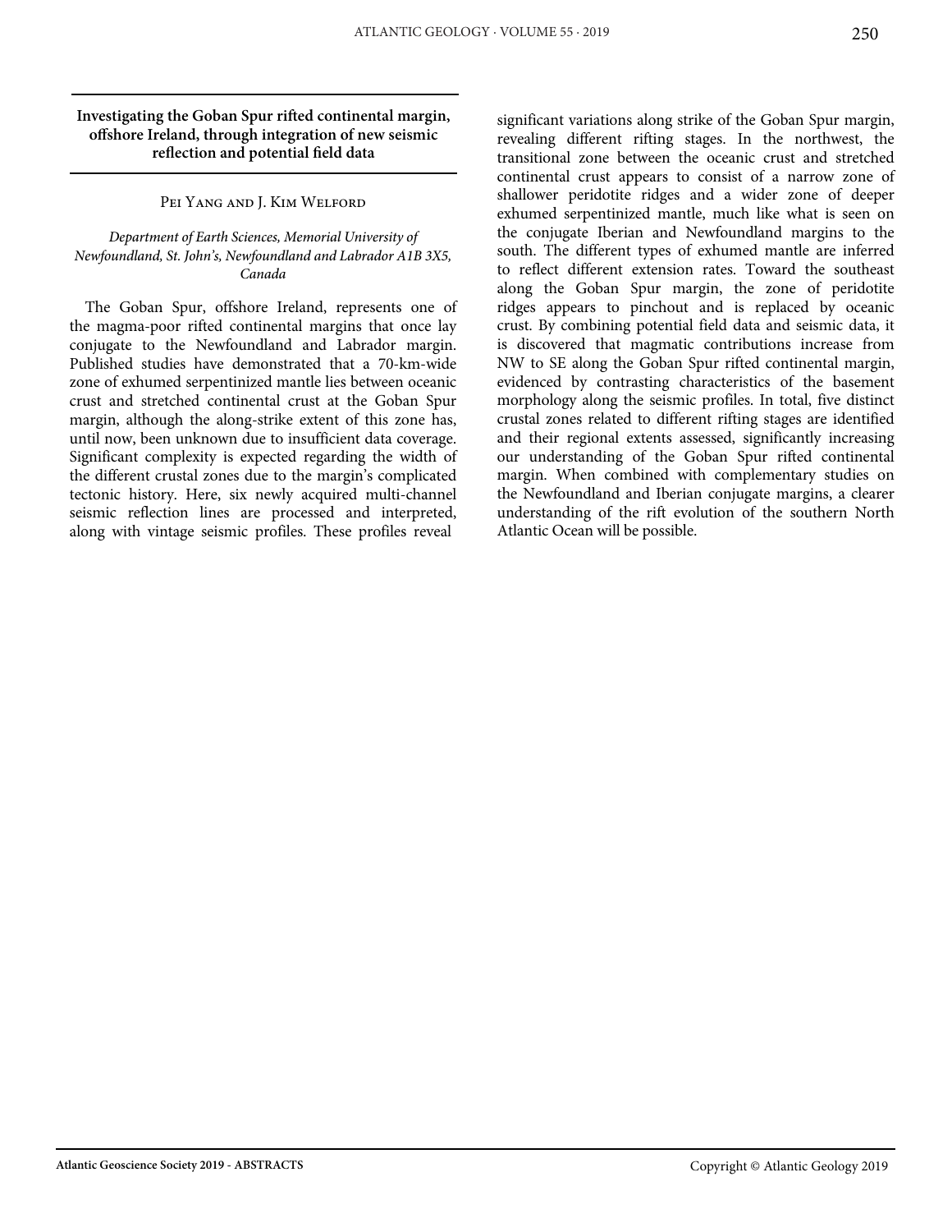## Investigating the Goban Spur rifted continental margin, offshore Ireland, through integration of new seismic reflection and potential field data

Pei Yang and J. Kim Welford

*Department of Earth Sciences, Memorial University of Newfoundland, St. John's, Newfoundland and Labrador A1B 3X5, Canada*

The Goban Spur, offshore Ireland, represents one of the magma-poor rifted continental margins that once lay conjugate to the Newfoundland and Labrador margin. Published studies have demonstrated that a 70-km-wide zone of exhumed serpentinized mantle lies between oceanic crust and stretched continental crust at the Goban Spur margin, although the along-strike extent of this zone has, until now, been unknown due to insufficient data coverage. Significant complexity is expected regarding the width of the different crustal zones due to the margin's complicated tectonic history. Here, six newly acquired multi-channel seismic reflection lines are processed and interpreted, along with vintage seismic profiles. These profiles reveal significant variations along strike of the Goban Spur margin, revealing different rifting stages. In the northwest, the transitional zone between the oceanic crust and stretched continental crust appears to consist of a narrow zone of shallower peridotite ridges and a wider zone of deeper exhumed serpentinized mantle, much like what is seen on the conjugate Iberian and Newfoundland margins to the south. The different types of exhumed mantle are inferred to reflect different extension rates. Toward the southeast along the Goban Spur margin, the zone of peridotite ridges appears to pinchout and is replaced by oceanic crust. By combining potential field data and seismic data, it is discovered that magmatic contributions increase from NW to SE along the Goban Spur rifted continental margin, evidenced by contrasting characteristics of the basement morphology along the seismic profiles. In total, five distinct crustal zones related to different rifting stages are identified and their regional extents assessed, significantly increasing our understanding of the Goban Spur rifted continental margin. When combined with complementary studies on the Newfoundland and Iberian conjugate margins, a clearer understanding of the rift evolution of the southern North Atlantic Ocean will be possible.